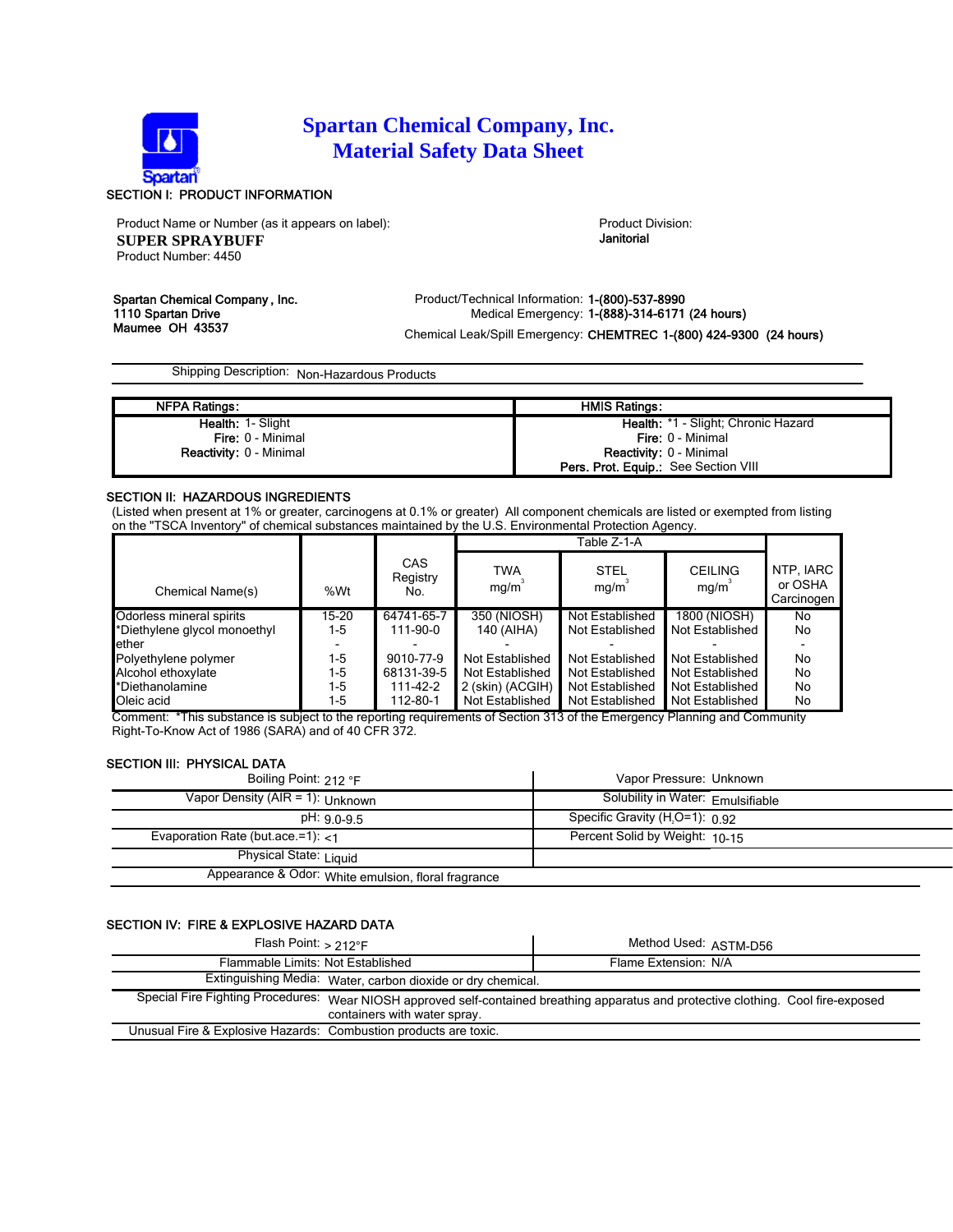# Spartan Chemical Company, Inc.
# Material Safety Data Sheet

## SECTION I: PRODUCT INFORMATION

Product Name or Number (as it appears on label):
**SUPER SPRAYBUFF**
Product Number: 4450

Product Division:
**Janitorial**

**Spartan Chemical Company , Inc.**
**1110 Spartan Drive**
**Maumee OH 43537**

Product/Technical Information: **1-(800)-537-8990**
Medical Emergency: **1-(888)-314-6171 (24 hours)**
Chemical Leak/Spill Emergency: **CHEMTREC 1-(800) 424-9300 (24 hours)**

Shipping Description: Non-Hazardous Products

| NFPA Ratings: | HMIS Ratings: |
|---|---|
| **Health:** 1- Slight | **Health:** *1 - Slight; Chronic Hazard |
| **Fire:** 0 - Minimal | **Fire:** 0 - Minimal |
| **Reactivity:** 0 - Minimal | **Reactivity:** 0 - Minimal |
| | **Pers. Prot. Equip.:** See Section VIII |

## SECTION II: HAZARDOUS INGREDIENTS

(Listed when present at 1% or greater, carcinogens at 0.1% or greater) All component chemicals are listed or exempted from listing on the "TSCA Inventory" of chemical substances maintained by the U.S. Environmental Protection Agency.

| Chemical Name(s) | %Wt | CAS Registry No. | Table Z-1-A TWA $mg/m^3$ | STEL $mg/m^3$ | CEILING $mg/m^3$ | NTP, IARC or OSHA Carcinogen |
|---|---|---|---|---|---|---|
| Odorless mineral spirits | 15-20 | 64741-65-7 | 350 (NIOSH) | Not Established | 1800 (NIOSH) | No |
| *Diethylene glycol monoethyl ether | 1-5 | 111-90-0 | 140 (AIHA) | Not Established | Not Established | No |
| - | - | - | - | - | - | - |
| Polyethylene polymer | 1-5 | 9010-77-9 | Not Established | Not Established | Not Established | No |
| Alcohol ethoxylate | 1-5 | 68131-39-5 | Not Established | Not Established | Not Established | No |
| *Diethanolamine | 1-5 | 111-42-2 | 2 (skin) (ACGIH) | Not Established | Not Established | No |
| Oleic acid | 1-5 | 112-80-1 | Not Established | Not Established | Not Established | No |

Comment: *This substance is subject to the reporting requirements of Section 313 of the Emergency Planning and Community Right-To-Know Act of 1986 (SARA) and of 40 CFR 372.

## SECTION III: PHYSICAL DATA

| | | | |
|---|---|---|---|
| Boiling Point: | 212 °F | Vapor Pressure: | Unknown |
| Vapor Density (AIR = 1): | Unknown | Solubility in Water: | Emulsifiable |
| pH: | 9.0-9.5 | Specific Gravity ($H_2O$=1): | 0.92 |
| Evaporation Rate (but.ace.=1): | <1 | Percent Solid by Weight: | 10-15 |
| Physical State: | Liquid | | |
| Appearance & Odor: | White emulsion, floral fragrance | | |

## SECTION IV: FIRE & EXPLOSIVE HAZARD DATA

| | | | |
|---|---|---|---|
| Flash Point: | > 212°F | Method Used: | ASTM-D56 |
| Flammable Limits: | Not Established | Flame Extension: | N/A |

Extinguishing Media: Water, carbon dioxide or dry chemical.

Special Fire Fighting Procedures: Wear NIOSH approved self-contained breathing apparatus and protective clothing. Cool fire-exposed containers with water spray.

Unusual Fire & Explosive Hazards: Combustion products are toxic.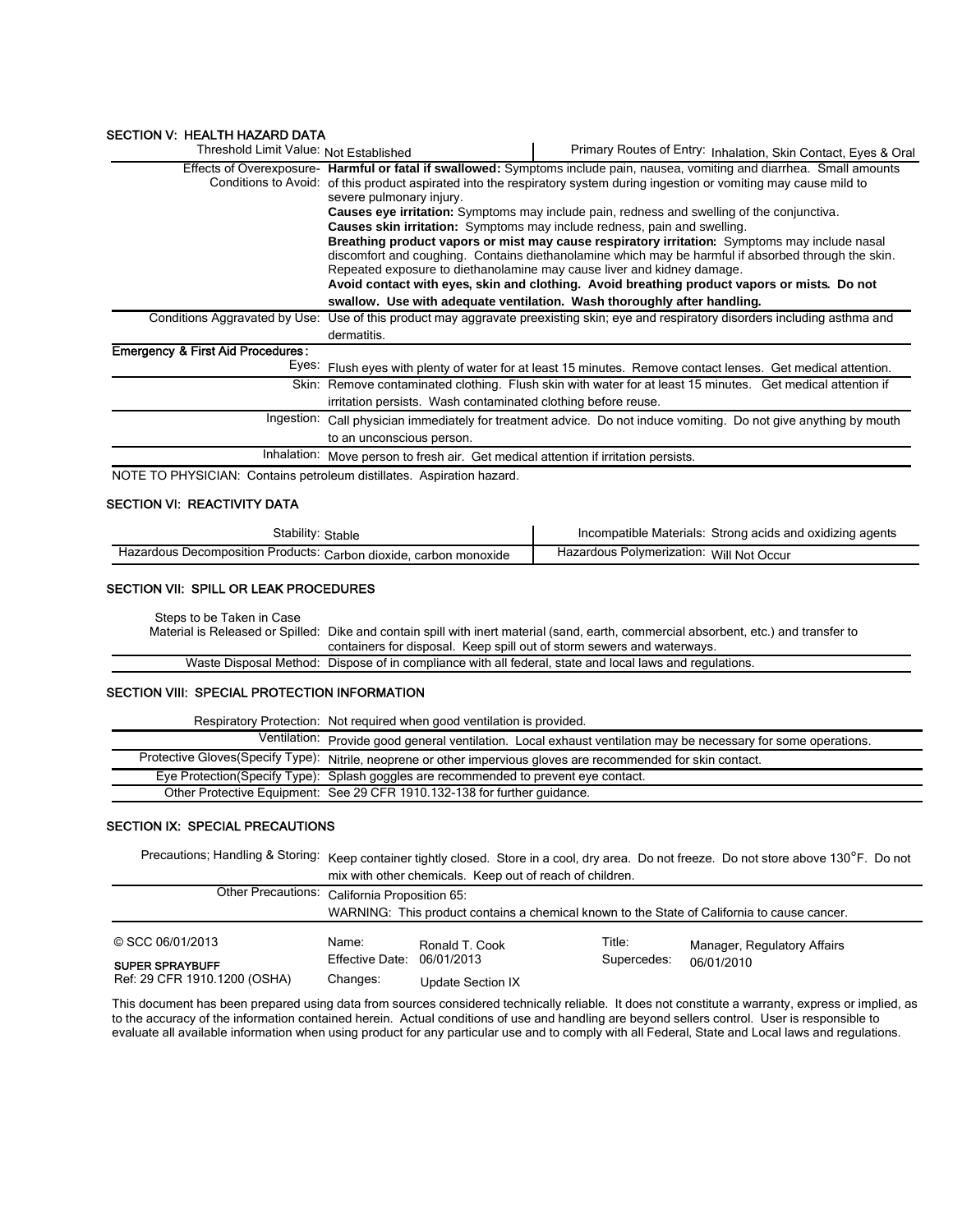## SECTION V: HEALTH HAZARD DATA

| | | | |
|---|---|---|---|
| Threshold Limit Value: | Not Established | Primary Routes of Entry: | Inhalation, Skin Contact, Eyes & Oral |

| | |
|---|---|
| Effects of Overexposure- Conditions to Avoid: | **Harmful or fatal if swallowed:** Symptoms include pain, nausea, vomiting and diarrhea. Small amounts of this product aspirated into the respiratory system during ingestion or vomiting may cause mild to severe pulmonary injury. **Causes eye irritation:** Symptoms may include pain, redness and swelling of the conjunctiva. **Causes skin irritation:** Symptoms may include redness, pain and swelling. **Breathing product vapors or mist may cause respiratory irritation:** Symptoms may include nasal discomfort and coughing. Contains diethanolamine which may be harmful if absorbed through the skin. Repeated exposure to diethanolamine may cause liver and kidney damage. **Avoid contact with eyes, skin and clothing. Avoid breathing product vapors or mists. Do not swallow. Use with adequate ventilation. Wash thoroughly after handling.** |
| Conditions Aggravated by Use: | Use of this product may aggravate preexisting skin; eye and respiratory disorders including asthma and dermatitis. |
| **Emergency & First Aid Procedures:** | |
| Eyes: | Flush eyes with plenty of water for at least 15 minutes. Remove contact lenses. Get medical attention. |
| Skin: | Remove contaminated clothing. Flush skin with water for at least 15 minutes. Get medical attention if irritation persists. Wash contaminated clothing before reuse. |
| Ingestion: | Call physician immediately for treatment advice. Do not induce vomiting. Do not give anything by mouth to an unconscious person. |
| Inhalation: | Move person to fresh air. Get medical attention if irritation persists. |

NOTE TO PHYSICIAN: Contains petroleum distillates. Aspiration hazard.

## SECTION VI: REACTIVITY DATA

| | | | |
|---|---|---|---|
| Stability: | Stable | Incompatible Materials: | Strong acids and oxidizing agents |
| Hazardous Decomposition Products: | Carbon dioxide, carbon monoxide | Hazardous Polymerization: | Will Not Occur |

## SECTION VII: SPILL OR LEAK PROCEDURES

| | |
|---|---|
| Steps to be Taken in Case Material is Released or Spilled: | Dike and contain spill with inert material (sand, earth, commercial absorbent, etc.) and transfer to containers for disposal. Keep spill out of storm sewers and waterways. |
| Waste Disposal Method: | Dispose of in compliance with all federal, state and local laws and regulations. |

## SECTION VIII: SPECIAL PROTECTION INFORMATION

| | |
|---|---|
| Respiratory Protection: | Not required when good ventilation is provided. |
| Ventilation: | Provide good general ventilation. Local exhaust ventilation may be necessary for some operations. |
| Protective Gloves(Specify Type): | Nitrile, neoprene or other impervious gloves are recommended for skin contact. |
| Eye Protection(Specify Type): | Splash goggles are recommended to prevent eye contact. |
| Other Protective Equipment: | See 29 CFR 1910.132-138 for further guidance. |

## SECTION IX: SPECIAL PRECAUTIONS

| | |
|---|---|
| Precautions; Handling & Storing: | Keep container tightly closed. Store in a cool, dry area. Do not freeze. Do not store above 130°F. Do not mix with other chemicals. Keep out of reach of children. |
| Other Precautions: | California Proposition 65: WARNING: This product contains a chemical known to the State of California to cause cancer. |

| | | | | |
|---|---|---|---|---|
| © SCC 06/01/2013 | Name: | Ronald T. Cook | Title: | Manager, Regulatory Affairs |
| **SUPER SPRAYBUFF** | Effective Date: | 06/01/2013 | Supercedes: | 06/01/2010 |
| Ref: 29 CFR 1910.1200 (OSHA) | Changes: | Update Section IX | | |

This document has been prepared using data from sources considered technically reliable. It does not constitute a warranty, express or implied, as to the accuracy of the information contained herein. Actual conditions of use and handling are beyond sellers control. User is responsible to evaluate all available information when using product for any particular use and to comply with all Federal, State and Local laws and regulations.